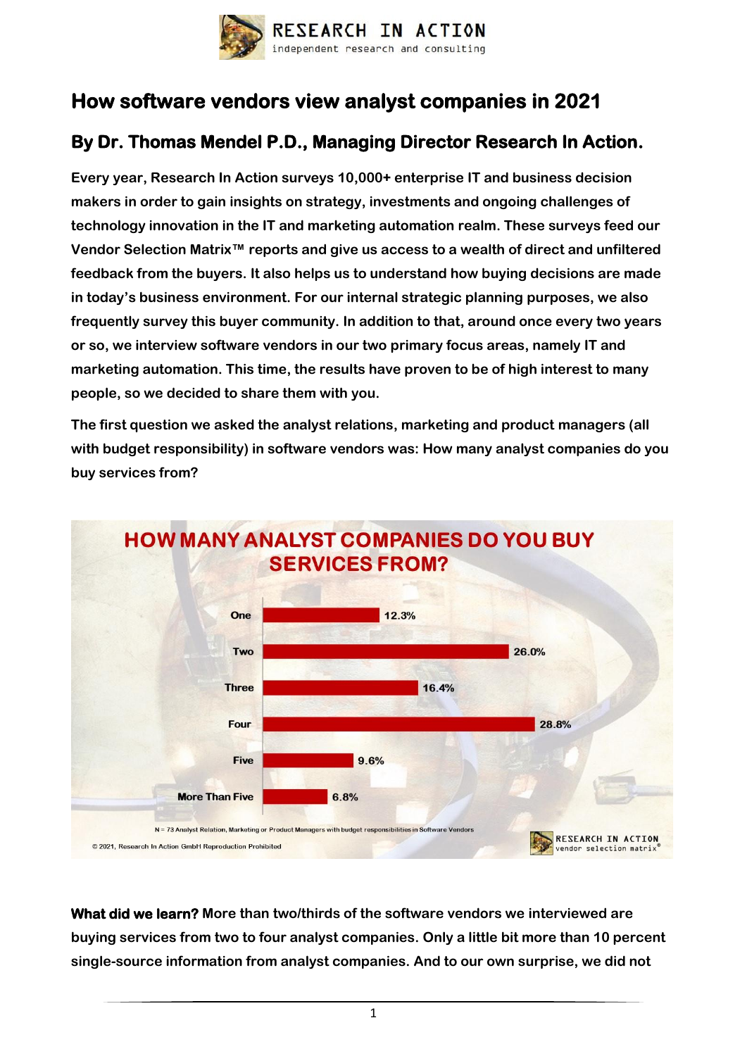# How software vendors view analyst companies in 2021

## By Dr. Thomas Mendel P.D., Managing Director Research In Action.

**Every year, Research In Action surveys 10,000+ enterprise IT and business decision makers in order to gain insights on strategy, investments and ongoing challenges of technology innovation in the IT and marketing automation realm. These surveys feed our Vendor Selection Matrix™ reports and give us access to a wealth of direct and unfiltered feedback from the buyers. It also helps us to understand how buying decisions are made in today's business environment. For our internal strategic planning purposes, we also frequently survey this buyer community. In addition to that, around once every two years or so, we interview software vendors in our two primary focus areas, namely IT and marketing automation. This time, the results have proven to be of high interest to many people, so we decided to share them with you.**

**The first question we asked the analyst relations, marketing and product managers (all with budget responsibility) in software vendors was: How many analyst companies do you buy services from?**

**HOW MANY ANALYST COMPANIES DO YOU BUY SERVICES FROM?**

| Number of analyst companies | Share |
|---|---|
| One | 12.3% |
| Two | 26.0% |
| Three | 16.4% |
| Four | 28.8% |
| Five | 9.6% |
| More Than Five | 6.8% |

N = 73 Analyst Relation, Marketing or Product Managers with budget responsibilities in Software Vendors

© 2021, Research In Action GmbH Reproduction Prohibited

**What did we learn?** **More than two/thirds of the software vendors we interviewed are buying services from two to four analyst companies. Only a little bit more than 10 percent single-source information from analyst companies. And to our own surprise, we did not**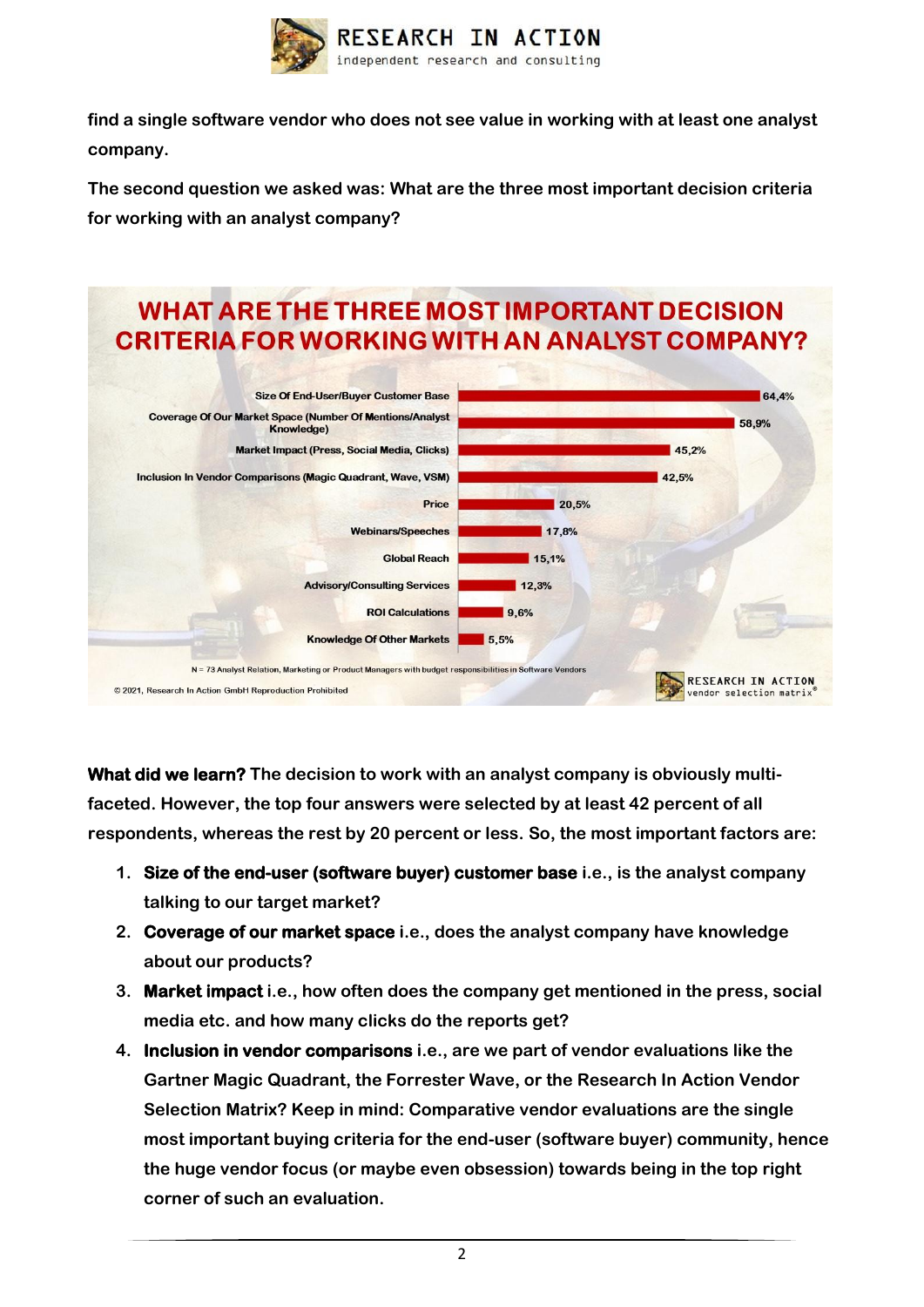find a single software vendor who does not see value in working with at least one analyst company.

The second question we asked was: What are the three most important decision criteria for working with an analyst company?

## WHAT ARE THE THREE MOST IMPORTANT DECISION CRITERIA FOR WORKING WITH AN ANALYST COMPANY?

| Criterion | Share |
|---|---|
| Size Of End-User/Buyer Customer Base | 64,4% |
| Coverage Of Our Market Space (Number Of Mentions/Analyst Knowledge) | 58,9% |
| Market Impact (Press, Social Media, Clicks) | 45,2% |
| Inclusion In Vendor Comparisons (Magic Quadrant, Wave, VSM) | 42,5% |
| Price | 20,5% |
| Webinars/Speeches | 17,8% |
| Global Reach | 15,1% |
| Advisory/Consulting Services | 12,3% |
| ROI Calculations | 9,6% |
| Knowledge Of Other Markets | 5,5% |

N = 73 Analyst Relation, Marketing or Product Managers with budget responsibilities in Software Vendors

© 2021, Research In Action GmbH Reproduction Prohibited

**What did we learn?** The decision to work with an analyst company is obviously multi-faceted. However, the top four answers were selected by at least 42 percent of all respondents, whereas the rest by 20 percent or less. So, the most important factors are:

1. **Size of the end-user (software buyer) customer base** i.e., is the analyst company talking to our target market?
2. **Coverage of our market space** i.e., does the analyst company have knowledge about our products?
3. **Market impact** i.e., how often does the company get mentioned in the press, social media etc. and how many clicks do the reports get?
4. **Inclusion in vendor comparisons** i.e., are we part of vendor evaluations like the Gartner Magic Quadrant, the Forrester Wave, or the Research In Action Vendor Selection Matrix? Keep in mind: Comparative vendor evaluations are the single most important buying criteria for the end-user (software buyer) community, hence the huge vendor focus (or maybe even obsession) towards being in the top right corner of such an evaluation.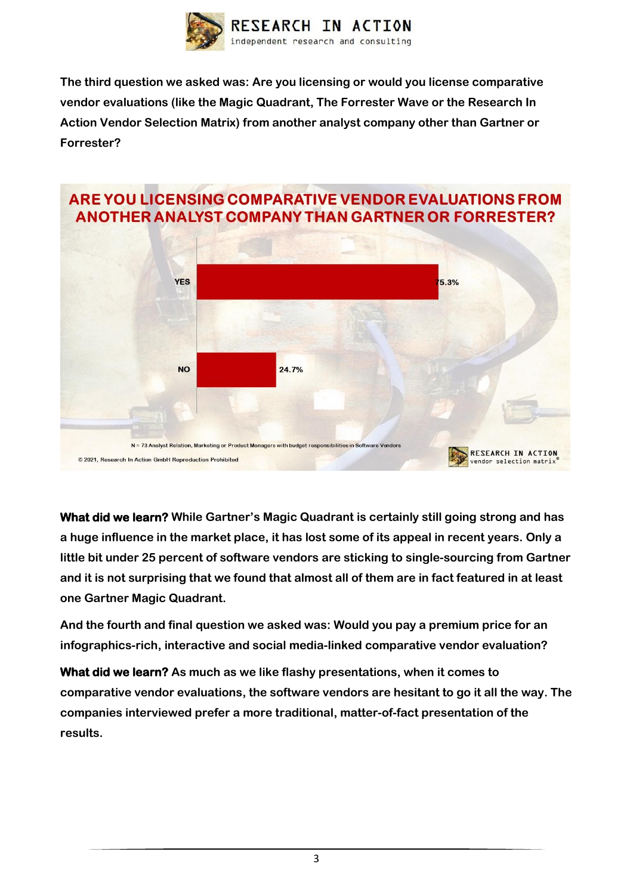**The third question we asked was: Are you licensing or would you license comparative vendor evaluations (like the Magic Quadrant, The Forrester Wave or the Research In Action Vendor Selection Matrix) from another analyst company other than Gartner or Forrester?**

**ARE YOU LICENSING COMPARATIVE VENDOR EVALUATIONS FROM ANOTHER ANALYST COMPANY THAN GARTNER OR FORRESTER?**

| Answer | Percentage |
|---|---|
| YES | 75.3% |
| NO | 24.7% |

N = 73 Analyst Relation, Marketing or Product Managers with budget responsibilities in Software Vendors

© 2021, Research In Action GmbH Reproduction Prohibited

**What did we learn?** While Gartner's Magic Quadrant is certainly still going strong and has a huge influence in the market place, it has lost some of its appeal in recent years. Only a little bit under 25 percent of software vendors are sticking to single-sourcing from Gartner and it is not surprising that we found that almost all of them are in fact featured in at least one Gartner Magic Quadrant.

**And the fourth and final question we asked was: Would you pay a premium price for an infographics-rich, interactive and social media-linked comparative vendor evaluation?**

**What did we learn?** As much as we like flashy presentations, when it comes to comparative vendor evaluations, the software vendors are hesitant to go it all the way. The companies interviewed prefer a more traditional, matter-of-fact presentation of the results.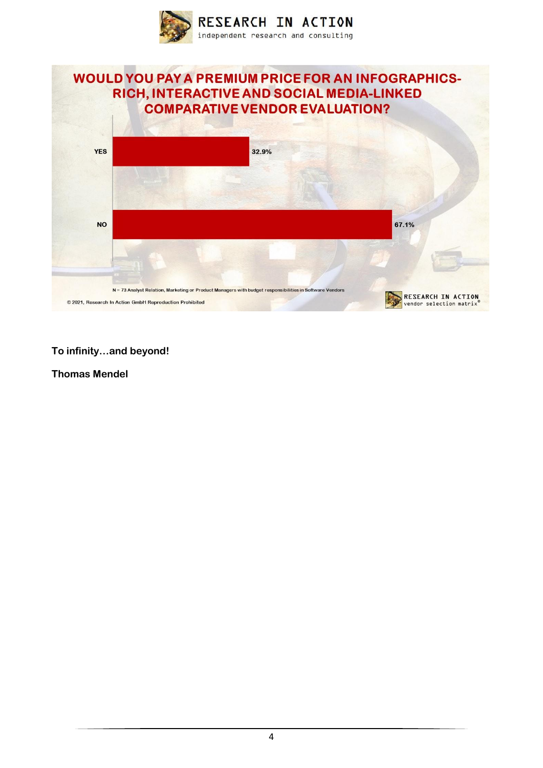**WOULD YOU PAY A PREMIUM PRICE FOR AN INFOGRAPHICS-RICH, INTERACTIVE AND SOCIAL MEDIA-LINKED COMPARATIVE VENDOR EVALUATION?**

YES

32.9%

NO

67.1%

N = 73 Analyst Relation, Marketing or Product Managers with budget responsibilities in Software Vendors

© 2021, Research In Action GmbH Reproduction Prohibited

RESEARCH IN ACTION vendor selection matrix®

**To infinity…and beyond!**

**Thomas Mendel**